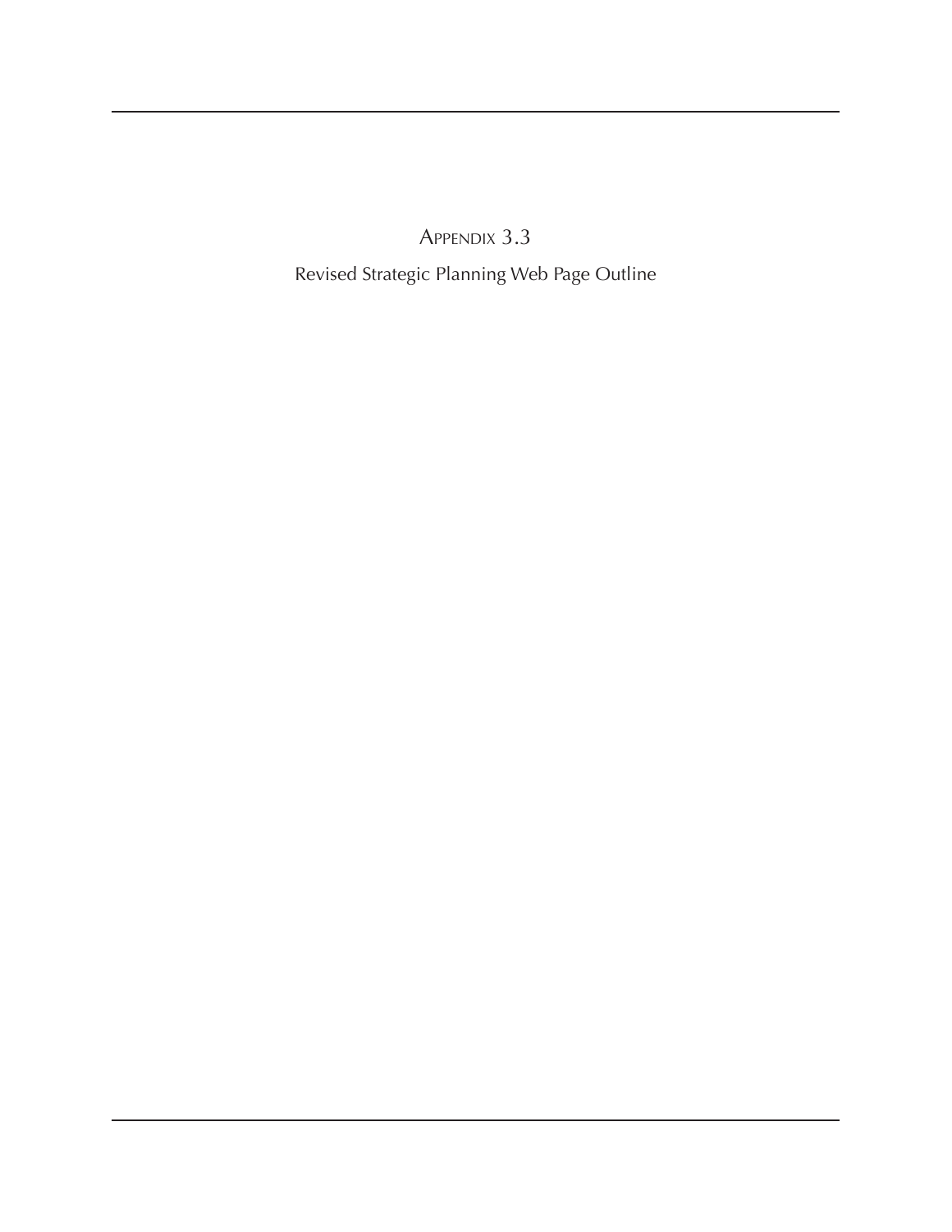# Appendix 3.3

Revised Strategic Planning Web Page Outline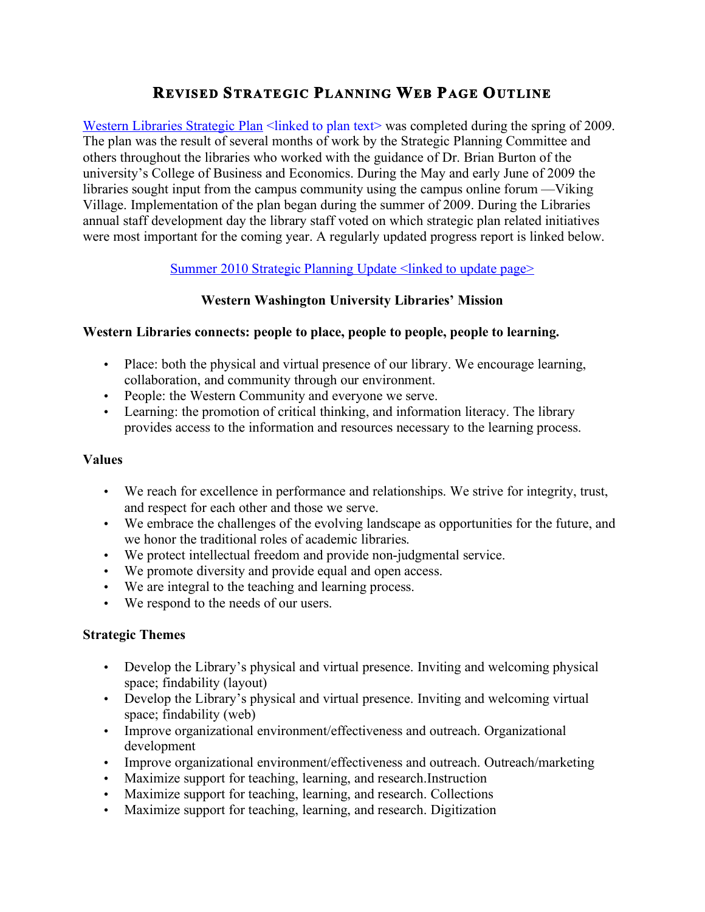# Revised Strategic Planning Web Page Outline

[Western Libraries Strategic Plan <linked to plan text>] was completed during the spring of 2009. The plan was the result of several months of work by the Strategic Planning Committee and others throughout the libraries who worked with the guidance of Dr. Brian Burton of the university's College of Business and Economics. During the May and early June of 2009 the libraries sought input from the campus community using the campus online forum —Viking Village. Implementation of the plan began during the summer of 2009. During the Libraries annual staff development day the library staff voted on which strategic plan related initiatives were most important for the coming year. A regularly updated progress report is linked below.

[Summer 2010 Strategic Planning Update <linked to update page>]

**Western Washington University Libraries' Mission**

**Western Libraries connects: people to place, people to people, people to learning.**

- Place: both the physical and virtual presence of our library. We encourage learning, collaboration, and community through our environment.
- People: the Western Community and everyone we serve.
- Learning: the promotion of critical thinking, and information literacy. The library provides access to the information and resources necessary to the learning process.

**Values**

- We reach for excellence in performance and relationships. We strive for integrity, trust, and respect for each other and those we serve.
- We embrace the challenges of the evolving landscape as opportunities for the future, and we honor the traditional roles of academic libraries.
- We protect intellectual freedom and provide non-judgmental service.
- We promote diversity and provide equal and open access.
- We are integral to the teaching and learning process.
- We respond to the needs of our users.

**Strategic Themes**

- Develop the Library's physical and virtual presence. Inviting and welcoming physical space; findability (layout)
- Develop the Library's physical and virtual presence. Inviting and welcoming virtual space; findability (web)
- Improve organizational environment/effectiveness and outreach. Organizational development
- Improve organizational environment/effectiveness and outreach. Outreach/marketing
- Maximize support for teaching, learning, and research.Instruction
- Maximize support for teaching, learning, and research. Collections
- Maximize support for teaching, learning, and research. Digitization